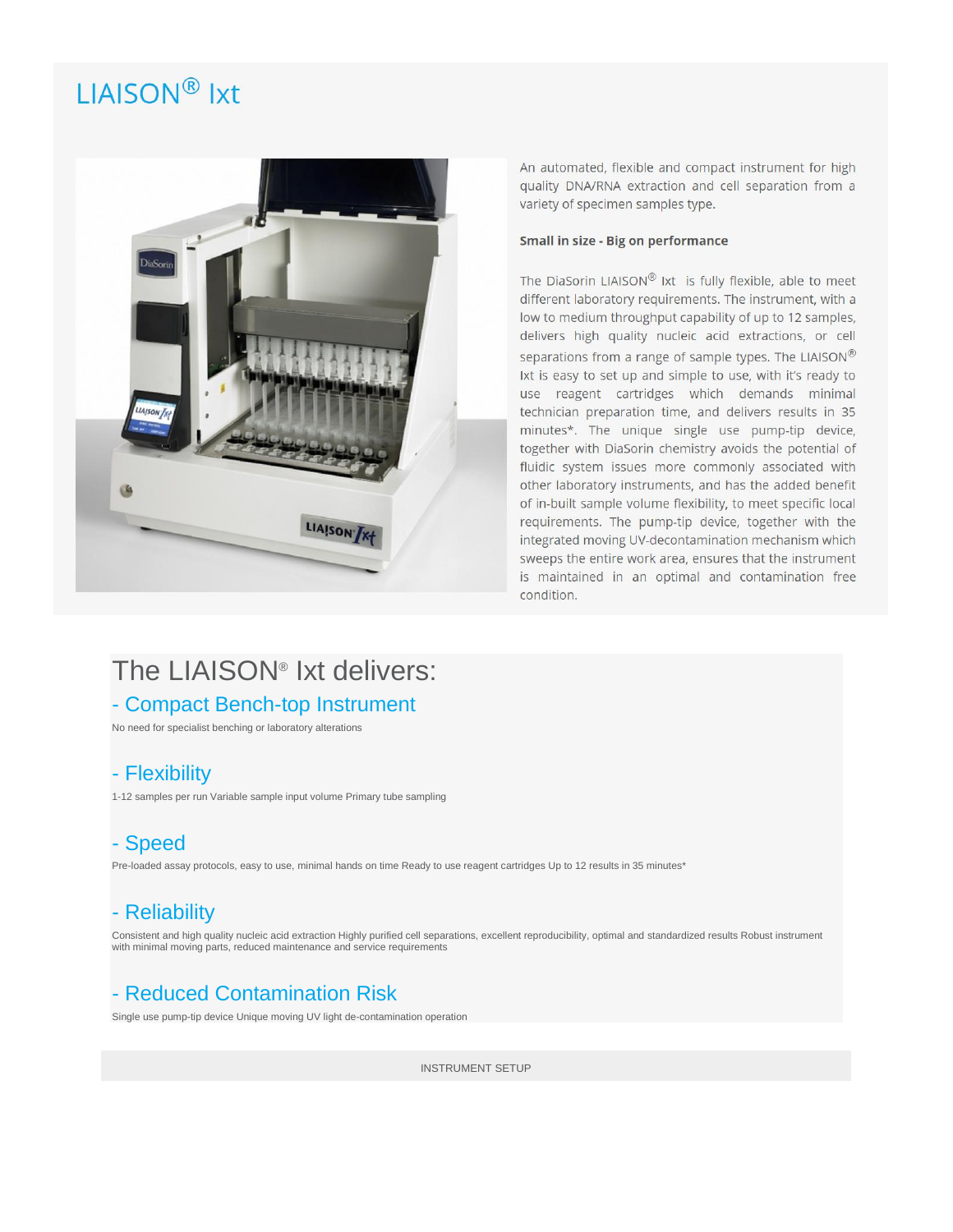# LIAISON® Ixt

An automated, flexible and compact instrument for high quality DNA/RNA extraction and cell separation from a variety of specimen samples type.

**Small in size - Big on performance**

The DiaSorin LIAISON® Ixt is fully flexible, able to meet different laboratory requirements. The instrument, with a low to medium throughput capability of up to 12 samples, delivers high quality nucleic acid extractions, or cell separations from a range of sample types. The LIAISON® Ixt is easy to set up and simple to use, with it's ready to use reagent cartridges which demands minimal technician preparation time, and delivers results in 35 minutes*. The unique single use pump-tip device, together with DiaSorin chemistry avoids the potential of fluidic system issues more commonly associated with other laboratory instruments, and has the added benefit of in-built sample volume flexibility, to meet specific local requirements. The pump-tip device, together with the integrated moving UV-decontamination mechanism which sweeps the entire work area, ensures that the instrument is maintained in an optimal and contamination free condition.

## The LIAISON® Ixt delivers:

### - Compact Bench-top Instrument

No need for specialist benching or laboratory alterations

### - Flexibility

1-12 samples per run Variable sample input volume Primary tube sampling

### - Speed

Pre-loaded assay protocols, easy to use, minimal hands on time Ready to use reagent cartridges Up to 12 results in 35 minutes*

### - Reliability

Consistent and high quality nucleic acid extraction Highly purified cell separations, excellent reproducibility, optimal and standardized results Robust instrument with minimal moving parts, reduced maintenance and service requirements

### - Reduced Contamination Risk

Single use pump-tip device Unique moving UV light de-contamination operation

INSTRUMENT SETUP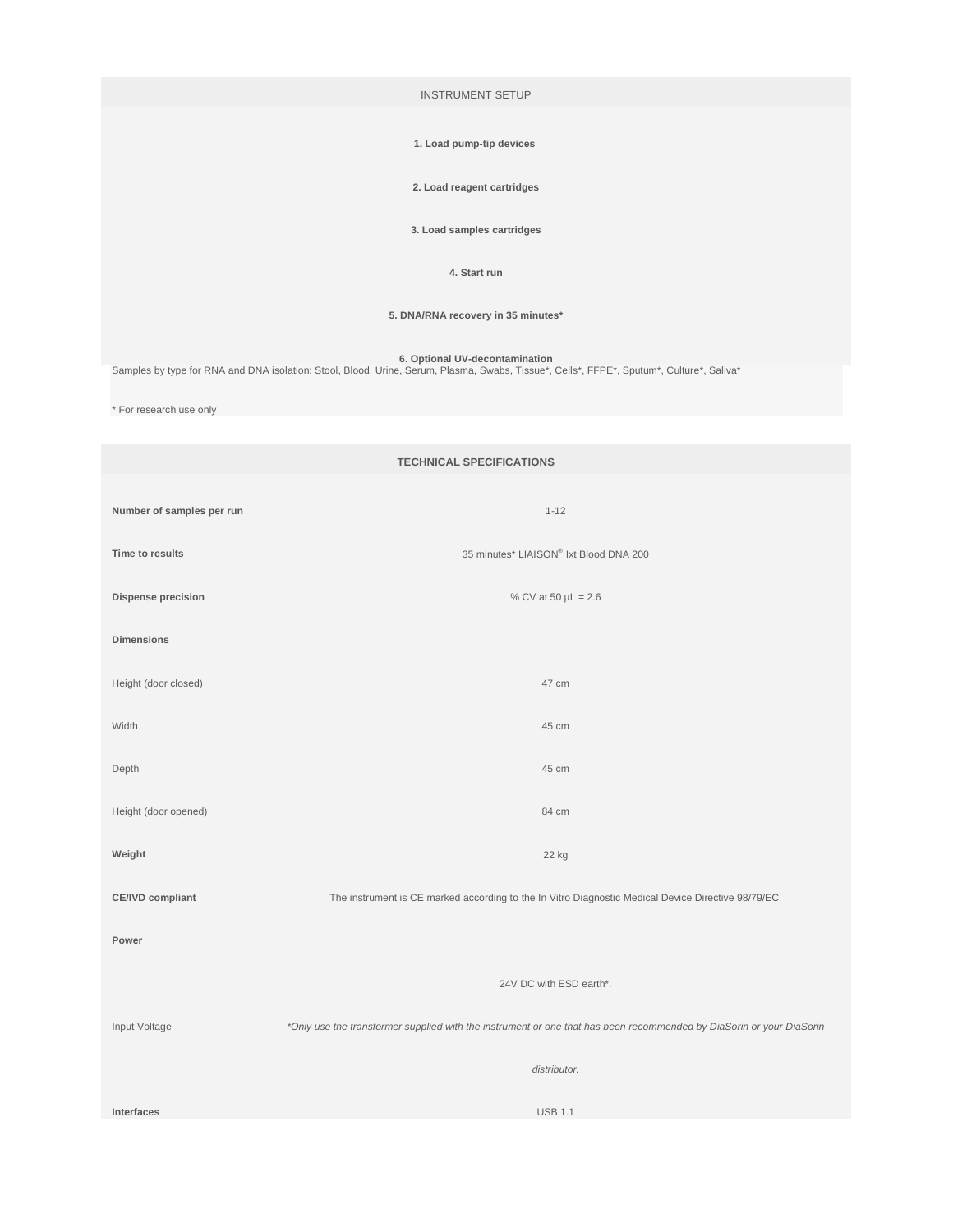## INSTRUMENT SETUP

**1. Load pump-tip devices**

**2. Load reagent cartridges**

**3. Load samples cartridges**

**4. Start run**

**5. DNA/RNA recovery in 35 minutes***

**6. Optional UV-decontamination**

Samples by type for RNA and DNA isolation: Stool, Blood, Urine, Serum, Plasma, Swabs, Tissue*, Cells*, FFPE*, Sputum*, Culture*, Saliva*

* For research use only

## TECHNICAL SPECIFICATIONS

| | |
|---|---|
| **Number of samples per run** | 1-12 |
| **Time to results** | 35 minutes* LIAISON® Ixt Blood DNA 200 |
| **Dispense precision** | % CV at 50 µL = 2.6 |
| **Dimensions** | |
| Height (door closed) | 47 cm |
| Width | 45 cm |
| Depth | 45 cm |
| Height (door opened) | 84 cm |
| **Weight** | 22 kg |
| **CE/IVD compliant** | The instrument is CE marked according to the In Vitro Diagnostic Medical Device Directive 98/79/EC |
| **Power** | |
| Input Voltage | 24V DC with ESD earth*. *\*Only use the transformer supplied with the instrument or one that has been recommended by DiaSorin or your DiaSorin distributor.* |
| **Interfaces** | USB 1.1 |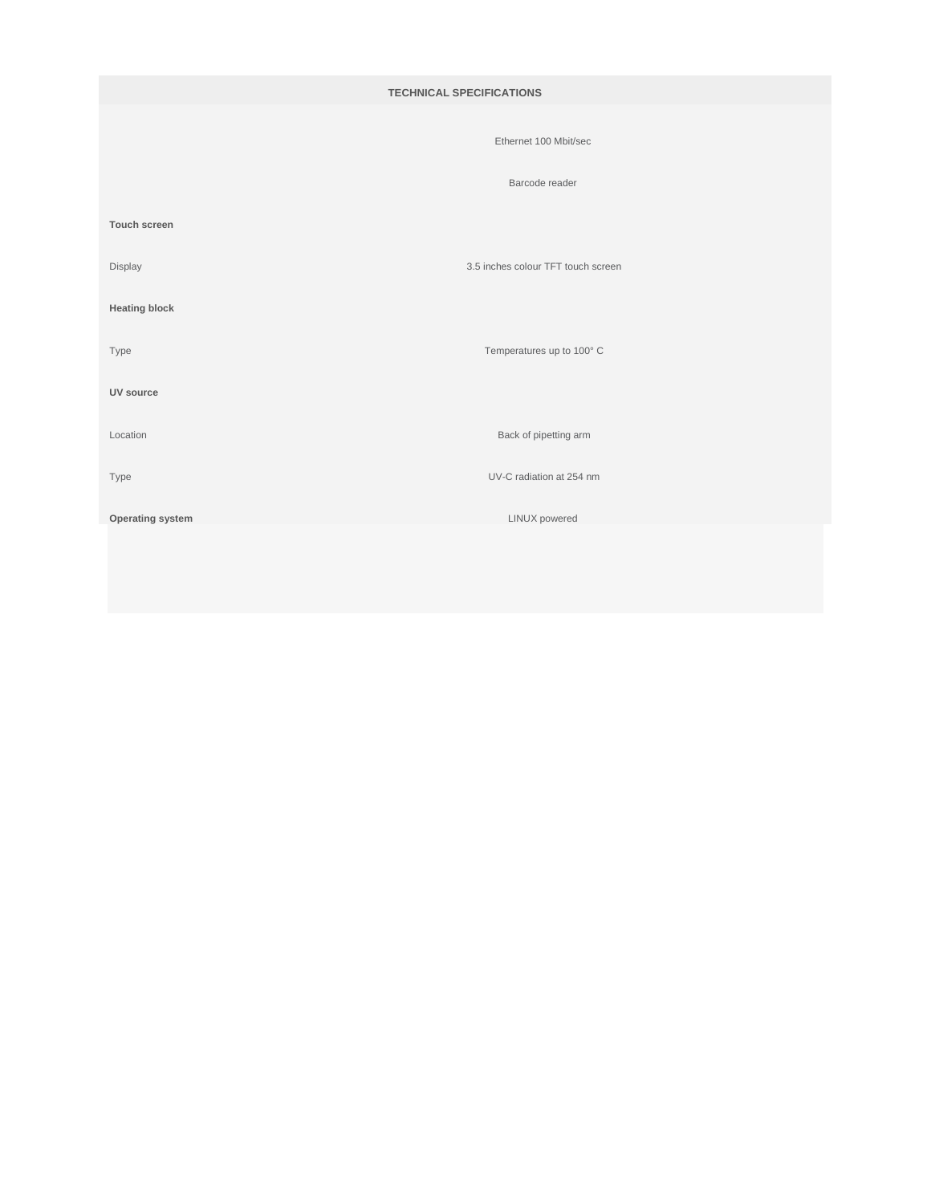| TECHNICAL SPECIFICATIONS | |
|---|---|
| | Ethernet 100 Mbit/sec |
| | Barcode reader |
| **Touch screen** | |
| Display | 3.5 inches colour TFT touch screen |
| **Heating block** | |
| Type | Temperatures up to 100° C |
| **UV source** | |
| Location | Back of pipetting arm |
| Type | UV-C radiation at 254 nm |
| **Operating system** | LINUX powered |